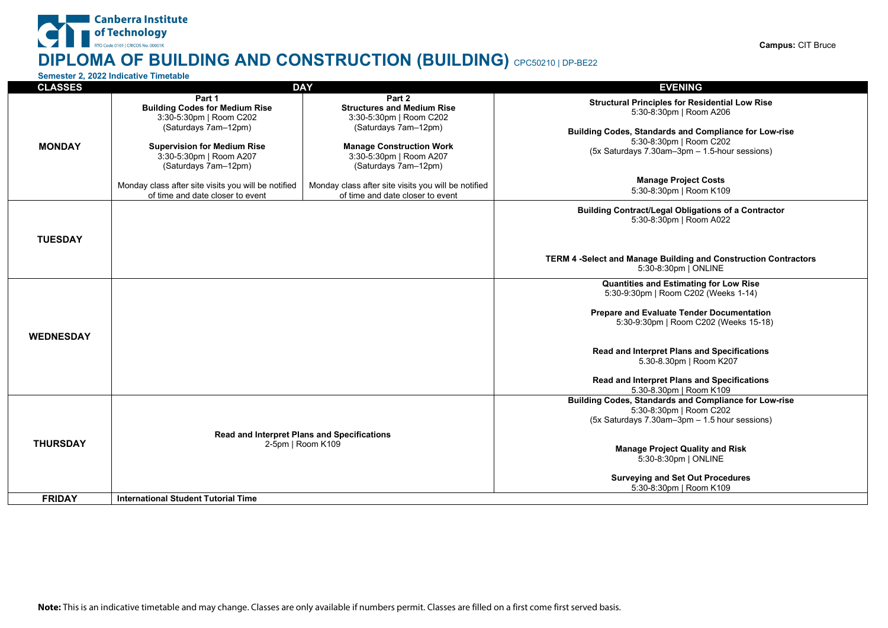Canberra Institute of Technology
RTO Code 0101 | CRICOS No. 00001K

**Campus:** CIT Bruce

# DIPLOMA OF BUILDING AND CONSTRUCTION (BUILDING) CPC50210 | DP-BE22

**Semester 2, 2022 Indicative Timetable**

| CLASSES | DAY | | EVENING |
|---|---|---|---|
| **MONDAY** | Part 1<br>**Building Codes for Medium Rise**<br>3:30-5:30pm \| Room C202<br>(Saturdays 7am–12pm)<br><br>**Supervision for Medium Rise**<br>3:30-5:30pm \| Room A207<br>(Saturdays 7am–12pm)<br><br>Monday class after site visits you will be notified of time and date closer to event | Part 2<br>**Structures and Medium Rise**<br>3:30-5:30pm \| Room C202<br>(Saturdays 7am–12pm)<br><br>**Manage Construction Work**<br>3:30-5:30pm \| Room A207<br>(Saturdays 7am–12pm)<br><br>Monday class after site visits you will be notified of time and date closer to event | **Structural Principles for Residential Low Rise**<br>5:30-8:30pm \| Room A206<br><br>**Building Codes, Standards and Compliance for Low-rise**<br>5:30-8:30pm \| Room C202<br>(5x Saturdays 7.30am–3pm – 1.5-hour sessions)<br><br>**Manage Project Costs**<br>5:30-8:30pm \| Room K109 |
| **TUESDAY** | | | **Building Contract/Legal Obligations of a Contractor**<br>5:30-8:30pm \| Room A022<br><br>**TERM 4 -Select and Manage Building and Construction Contractors**<br>5:30-8:30pm \| ONLINE |
| **WEDNESDAY** | | | **Quantities and Estimating for Low Rise**<br>5:30-9:30pm \| Room C202 (Weeks 1-14)<br><br>**Prepare and Evaluate Tender Documentation**<br>5:30-9:30pm \| Room C202 (Weeks 15-18)<br><br>**Read and Interpret Plans and Specifications**<br>5.30-8.30pm \| Room K207<br><br>**Read and Interpret Plans and Specifications**<br>5.30-8.30pm \| Room K109 |
| **THURSDAY** | **Read and Interpret Plans and Specifications**<br>2-5pm \| Room K109 | | **Building Codes, Standards and Compliance for Low-rise**<br>5:30-8:30pm \| Room C202<br>(5x Saturdays 7.30am–3pm – 1.5 hour sessions)<br><br>**Manage Project Quality and Risk**<br>5:30-8:30pm \| ONLINE<br><br>**Surveying and Set Out Procedures**<br>5:30-8:30pm \| Room K109 |
| **FRIDAY** | **International Student Tutorial Time** | | |

**Note:** This is an indicative timetable and may change. Classes are only available if numbers permit. Classes are filled on a first come first served basis.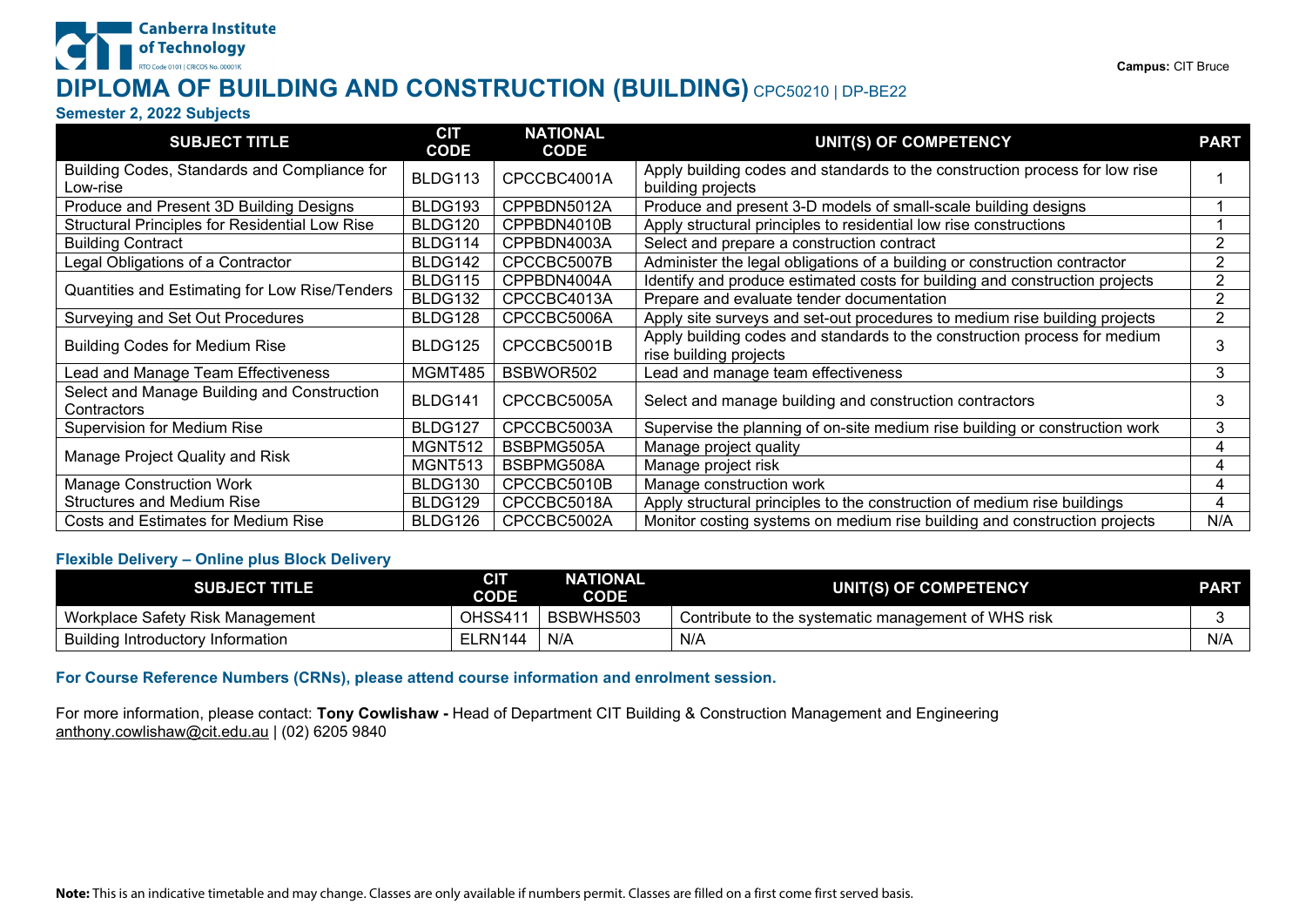Canberra Institute of Technology
RTO Code 0101 | CRICOS No. 00001K

**Campus:** CIT Bruce

# DIPLOMA OF BUILDING AND CONSTRUCTION (BUILDING) CPC50210 | DP-BE22

### Semester 2, 2022 Subjects

| SUBJECT TITLE | CIT CODE | NATIONAL CODE | UNIT(S) OF COMPETENCY | PART |
|---|---|---|---|---|
| Building Codes, Standards and Compliance for Low-rise | BLDG113 | CPCCBC4001A | Apply building codes and standards to the construction process for low rise building projects | 1 |
| Produce and Present 3D Building Designs | BLDG193 | CPPBDN5012A | Produce and present 3-D models of small-scale building designs | 1 |
| Structural Principles for Residential Low Rise | BLDG120 | CPPBDN4010B | Apply structural principles to residential low rise constructions | 1 |
| Building Contract | BLDG114 | CPPBDN4003A | Select and prepare a construction contract | 2 |
| Legal Obligations of a Contractor | BLDG142 | CPCCBC5007B | Administer the legal obligations of a building or construction contractor | 2 |
| Quantities and Estimating for Low Rise/Tenders | BLDG115 | CPPBDN4004A | Identify and produce estimated costs for building and construction projects | 2 |
| | BLDG132 | CPCCBC4013A | Prepare and evaluate tender documentation | 2 |
| Surveying and Set Out Procedures | BLDG128 | CPCCBC5006A | Apply site surveys and set-out procedures to medium rise building projects | 2 |
| Building Codes for Medium Rise | BLDG125 | CPCCBC5001B | Apply building codes and standards to the construction process for medium rise building projects | 3 |
| Lead and Manage Team Effectiveness | MGMT485 | BSBWOR502 | Lead and manage team effectiveness | 3 |
| Select and Manage Building and Construction Contractors | BLDG141 | CPCCBC5005A | Select and manage building and construction contractors | 3 |
| Supervision for Medium Rise | BLDG127 | CPCCBC5003A | Supervise the planning of on-site medium rise building or construction work | 3 |
| Manage Project Quality and Risk | MGNT512 | BSBPMG505A | Manage project quality | 4 |
| | MGNT513 | BSBPMG508A | Manage project risk | 4 |
| Manage Construction Work | BLDG130 | CPCCBC5010B | Manage construction work | 4 |
| Structures and Medium Rise | BLDG129 | CPCCBC5018A | Apply structural principles to the construction of medium rise buildings | 4 |
| Costs and Estimates for Medium Rise | BLDG126 | CPCCBC5002A | Monitor costing systems on medium rise building and construction projects | N/A |

### Flexible Delivery – Online plus Block Delivery

| SUBJECT TITLE | CIT CODE | NATIONAL CODE | UNIT(S) OF COMPETENCY | PART |
|---|---|---|---|---|
| Workplace Safety Risk Management | OHSS411 | BSBWHS503 | Contribute to the systematic management of WHS risk | 3 |
| Building Introductory Information | ELRN144 | N/A | N/A | N/A |

**For Course Reference Numbers (CRNs), please attend course information and enrolment session.**

For more information, please contact: **Tony Cowlishaw -** Head of Department CIT Building & Construction Management and Engineering
anthony.cowlishaw@cit.edu.au | (02) 6205 9840

**Note:** This is an indicative timetable and may change. Classes are only available if numbers permit. Classes are filled on a first come first served basis.